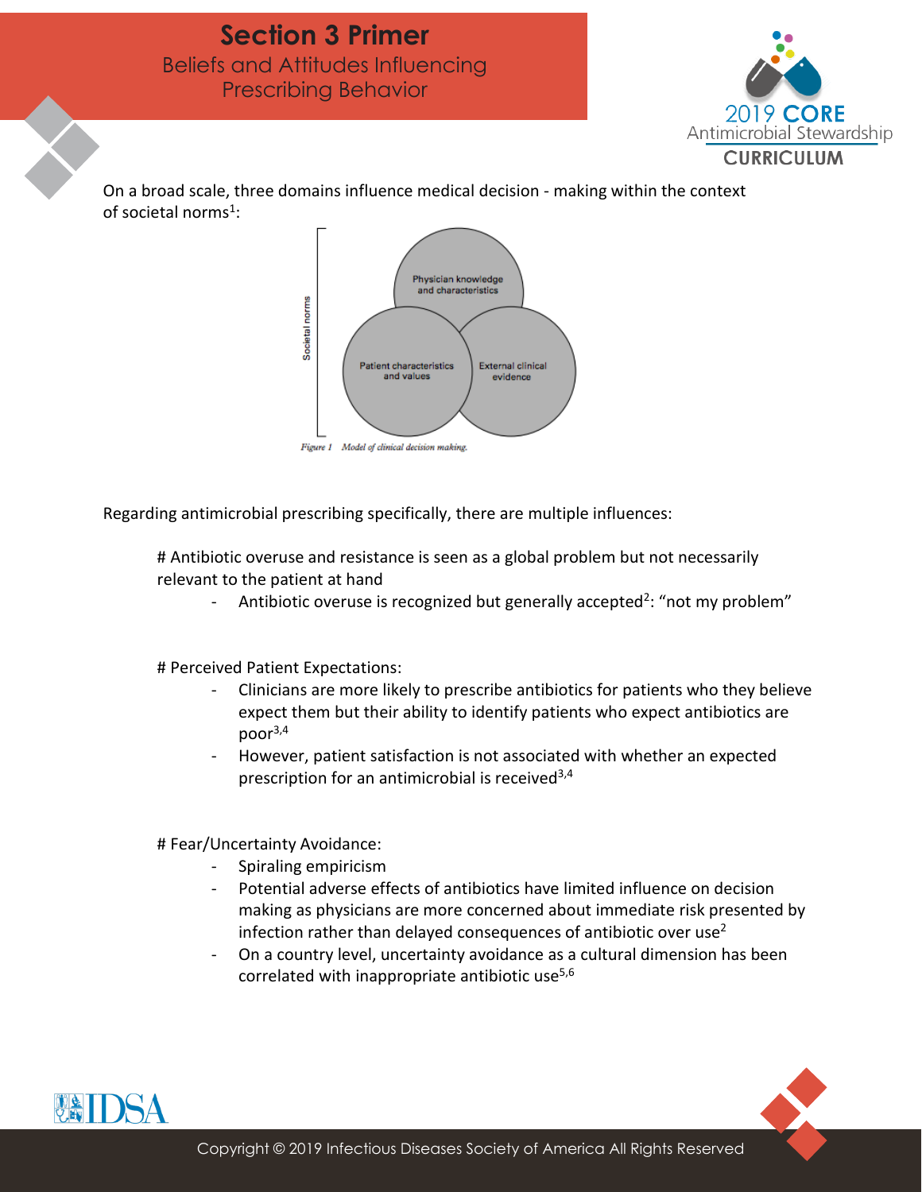# Section 3 Primer

## Beliefs and Attitudes Influencing Prescribing Behavior

On a broad scale, three domains influence medical decision - making within the context of societal norms[1]:

Societal norms

Physician knowledge and characteristics

Patient characteristics and values

External clinical evidence

*Figure 1 Model of clinical decision making.*

Regarding antimicrobial prescribing specifically, there are multiple influences:

# Antibiotic overuse and resistance is seen as a global problem but not necessarily relevant to the patient at hand

- Antibiotic overuse is recognized but generally accepted[2]: "not my problem"

# Perceived Patient Expectations:

- Clinicians are more likely to prescribe antibiotics for patients who they believe expect them but their ability to identify patients who expect antibiotics are poor[3,4]
- However, patient satisfaction is not associated with whether an expected prescription for an antimicrobial is received[3,4]

# Fear/Uncertainty Avoidance:

- Spiraling empiricism
- Potential adverse effects of antibiotics have limited influence on decision making as physicians are more concerned about immediate risk presented by infection rather than delayed consequences of antibiotic over use[2]
- On a country level, uncertainty avoidance as a cultural dimension has been correlated with inappropriate antibiotic use[5,6]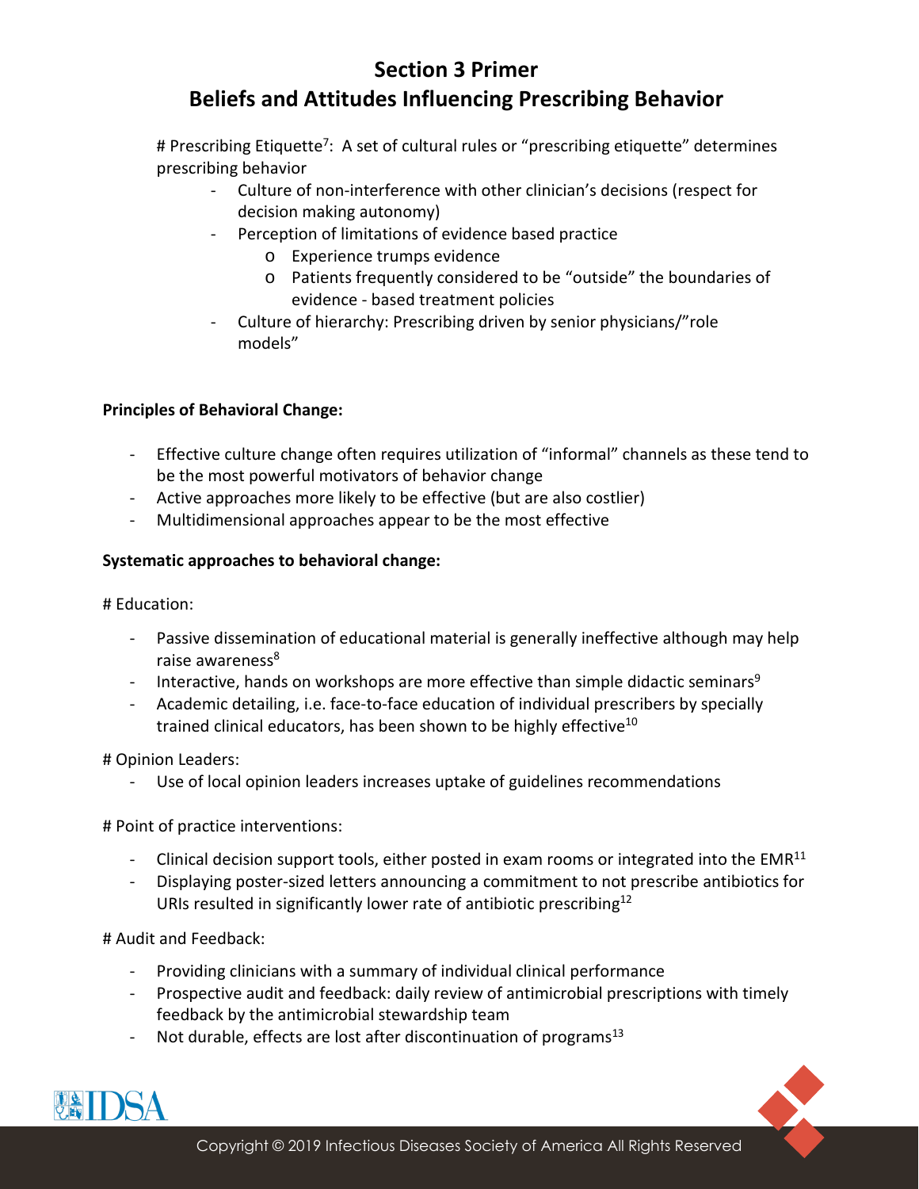# Section 3 Primer

## Beliefs and Attitudes Influencing Prescribing Behavior

# Prescribing Etiquette[7]: A set of cultural rules or "prescribing etiquette" determines prescribing behavior

- Culture of non-interference with other clinician's decisions (respect for decision making autonomy)
- Perception of limitations of evidence based practice
  - Experience trumps evidence
  - Patients frequently considered to be "outside" the boundaries of evidence - based treatment policies
- Culture of hierarchy: Prescribing driven by senior physicians/"role models"

**Principles of Behavioral Change:**

- Effective culture change often requires utilization of "informal" channels as these tend to be the most powerful motivators of behavior change
- Active approaches more likely to be effective (but are also costlier)
- Multidimensional approaches appear to be the most effective

**Systematic approaches to behavioral change:**

# Education:

- Passive dissemination of educational material is generally ineffective although may help raise awareness[8]
- Interactive, hands on workshops are more effective than simple didactic seminars[9]
- Academic detailing, i.e. face-to-face education of individual prescribers by specially trained clinical educators, has been shown to be highly effective[10]

# Opinion Leaders:

- Use of local opinion leaders increases uptake of guidelines recommendations

# Point of practice interventions:

- Clinical decision support tools, either posted in exam rooms or integrated into the EMR[11]
- Displaying poster-sized letters announcing a commitment to not prescribe antibiotics for URIs resulted in significantly lower rate of antibiotic prescribing[12]

# Audit and Feedback:

- Providing clinicians with a summary of individual clinical performance
- Prospective audit and feedback: daily review of antimicrobial prescriptions with timely feedback by the antimicrobial stewardship team
- Not durable, effects are lost after discontinuation of programs[13]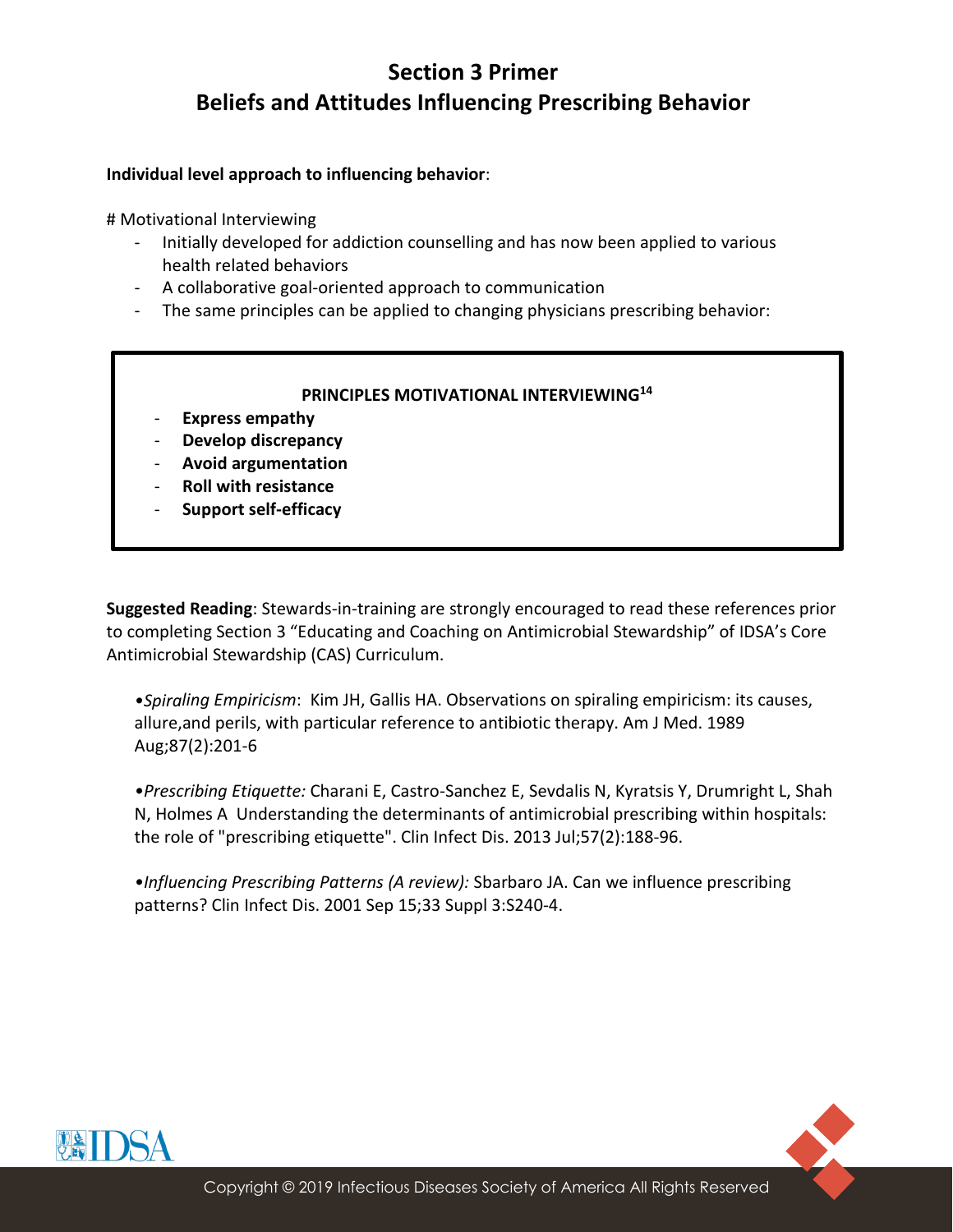# Section 3 Primer
# Beliefs and Attitudes Influencing Prescribing Behavior

**Individual level approach to influencing behavior**:

# Motivational Interviewing

- Initially developed for addiction counselling and has now been applied to various health related behaviors
- A collaborative goal-oriented approach to communication
- The same principles can be applied to changing physicians prescribing behavior:

**PRINCIPLES MOTIVATIONAL INTERVIEWING[14]**

- **Express empathy**
- **Develop discrepancy**
- **Avoid argumentation**
- **Roll with resistance**
- **Support self-efficacy**

**Suggested Reading**: Stewards-in-training are strongly encouraged to read these references prior to completing Section 3 "Educating and Coaching on Antimicrobial Stewardship" of IDSA's Core Antimicrobial Stewardship (CAS) Curriculum.

•*Spiraling Empiricism*: Kim JH, Gallis HA. Observations on spiraling empiricism: its causes, allure,and perils, with particular reference to antibiotic therapy. Am J Med. 1989 Aug;87(2):201-6

•*Prescribing Etiquette:* Charani E, Castro-Sanchez E, Sevdalis N, Kyratsis Y, Drumright L, Shah N, Holmes A Understanding the determinants of antimicrobial prescribing within hospitals: the role of "prescribing etiquette". Clin Infect Dis. 2013 Jul;57(2):188-96.

•*Influencing Prescribing Patterns (A review):* Sbarbaro JA. Can we influence prescribing patterns? Clin Infect Dis. 2001 Sep 15;33 Suppl 3:S240-4.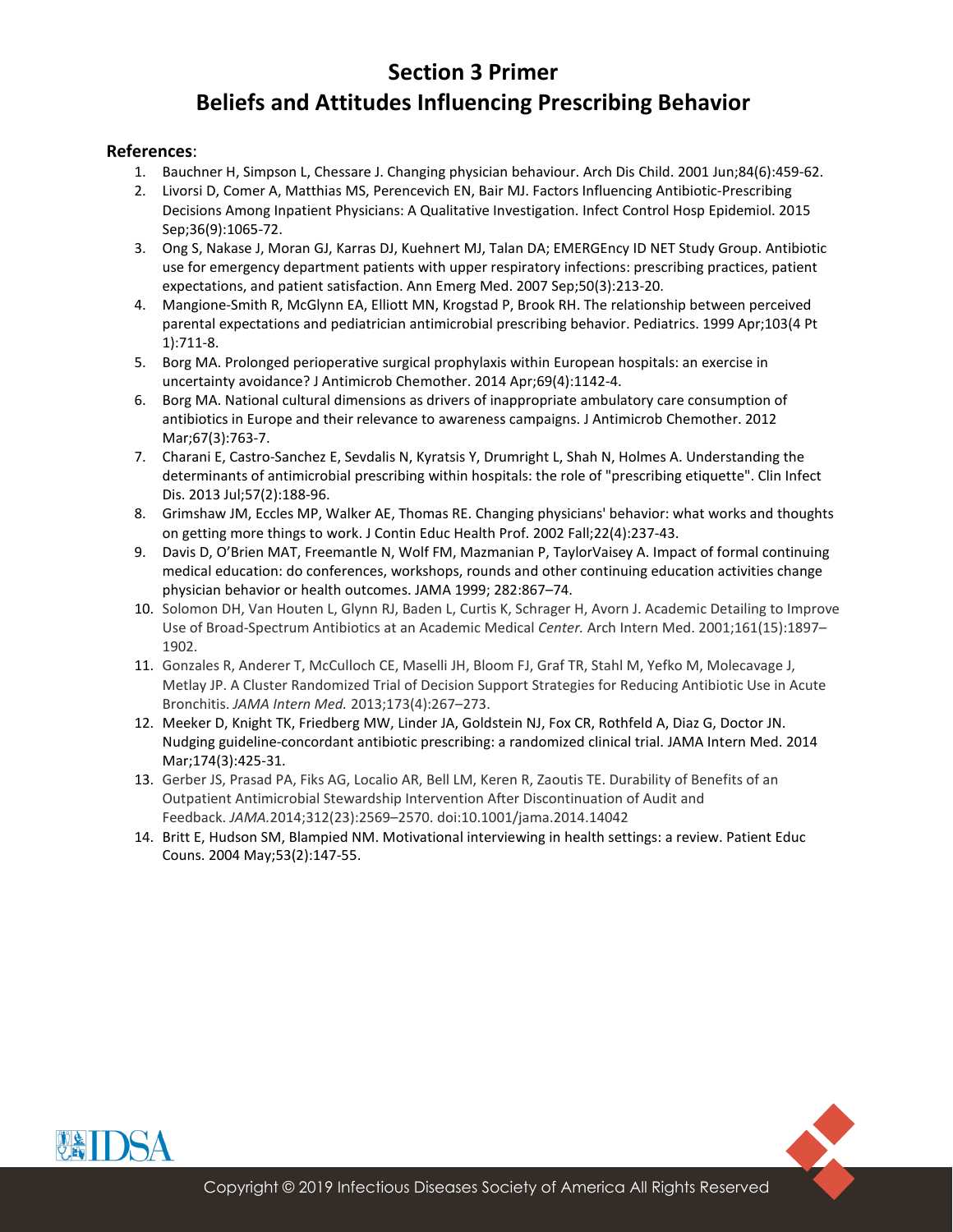# Section 3 Primer

# Beliefs and Attitudes Influencing Prescribing Behavior

**References**:

1. Bauchner H, Simpson L, Chessare J. Changing physician behaviour. Arch Dis Child. 2001 Jun;84(6):459-62.
2. Livorsi D, Comer A, Matthias MS, Perencevich EN, Bair MJ. Factors Influencing Antibiotic-Prescribing Decisions Among Inpatient Physicians: A Qualitative Investigation. Infect Control Hosp Epidemiol. 2015 Sep;36(9):1065-72.
3. Ong S, Nakase J, Moran GJ, Karras DJ, Kuehnert MJ, Talan DA; EMERGEncy ID NET Study Group. Antibiotic use for emergency department patients with upper respiratory infections: prescribing practices, patient expectations, and patient satisfaction. Ann Emerg Med. 2007 Sep;50(3):213-20.
4. Mangione-Smith R, McGlynn EA, Elliott MN, Krogstad P, Brook RH. The relationship between perceived parental expectations and pediatrician antimicrobial prescribing behavior. Pediatrics. 1999 Apr;103(4 Pt 1):711-8.
5. Borg MA. Prolonged perioperative surgical prophylaxis within European hospitals: an exercise in uncertainty avoidance? J Antimicrob Chemother. 2014 Apr;69(4):1142-4.
6. Borg MA. National cultural dimensions as drivers of inappropriate ambulatory care consumption of antibiotics in Europe and their relevance to awareness campaigns. J Antimicrob Chemother. 2012 Mar;67(3):763-7.
7. Charani E, Castro-Sanchez E, Sevdalis N, Kyratsis Y, Drumright L, Shah N, Holmes A. Understanding the determinants of antimicrobial prescribing within hospitals: the role of "prescribing etiquette". Clin Infect Dis. 2013 Jul;57(2):188-96.
8. Grimshaw JM, Eccles MP, Walker AE, Thomas RE. Changing physicians' behavior: what works and thoughts on getting more things to work. J Contin Educ Health Prof. 2002 Fall;22(4):237-43.
9. Davis D, O'Brien MAT, Freemantle N, Wolf FM, Mazmanian P, TaylorVaisey A. Impact of formal continuing medical education: do conferences, workshops, rounds and other continuing education activities change physician behavior or health outcomes. JAMA 1999; 282:867–74.
10. Solomon DH, Van Houten L, Glynn RJ, Baden L, Curtis K, Schrager H, Avorn J. Academic Detailing to Improve Use of Broad-Spectrum Antibiotics at an Academic Medical *Center.* Arch Intern Med. 2001;161(15):1897–1902.
11. Gonzales R, Anderer T, McCulloch CE, Maselli JH, Bloom FJ, Graf TR, Stahl M, Yefko M, Molecavage J, Metlay JP. A Cluster Randomized Trial of Decision Support Strategies for Reducing Antibiotic Use in Acute Bronchitis. *JAMA Intern Med.* 2013;173(4):267–273.
12. Meeker D, Knight TK, Friedberg MW, Linder JA, Goldstein NJ, Fox CR, Rothfeld A, Diaz G, Doctor JN. Nudging guideline-concordant antibiotic prescribing: a randomized clinical trial. JAMA Intern Med. 2014 Mar;174(3):425-31.
13. Gerber JS, Prasad PA, Fiks AG, Localio AR, Bell LM, Keren R, Zaoutis TE. Durability of Benefits of an Outpatient Antimicrobial Stewardship Intervention After Discontinuation of Audit and Feedback. *JAMA.*2014;312(23):2569–2570. doi:10.1001/jama.2014.14042
14. Britt E, Hudson SM, Blampied NM. Motivational interviewing in health settings: a review. Patient Educ Couns. 2004 May;53(2):147-55.